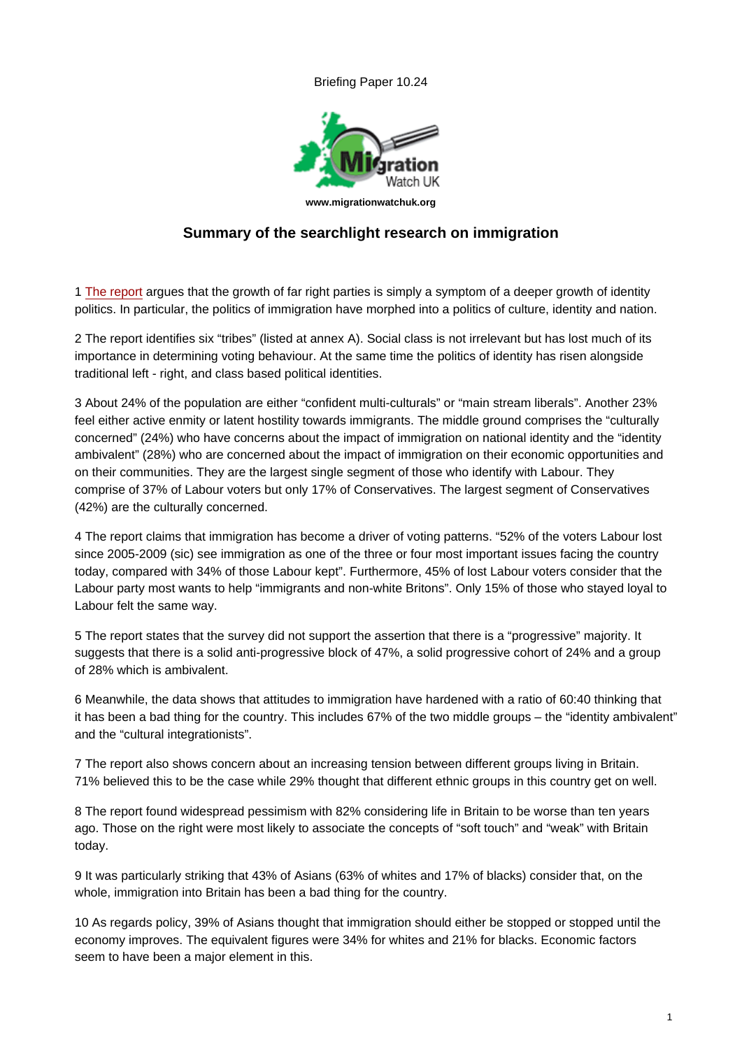Briefing Paper 10.24

www.migrationwatchuk.org

## Summary of the searchlight research on immigration

1 The report argues that the growth of far right parties is simply a symptom of a deeper growth of identity politics. In particular, the politics of immigration have morphed into a politics of culture, identity and nation.

2 The report identifies six "tribes" (listed at annex A). Social class is not irrelevant but has lost much of its importance in determining voting behaviour. At the same time the politics of identity has risen alongside traditional left - right, and class based political identities.

3 About 24% of the population are either "confident multi-culturals" or "main stream liberals". Another 23% feel either active enmity or latent hostility towards immigrants. The middle ground comprises the "culturally concerned" (24%) who have concerns about the impact of immigration on national identity and the "identity ambivalent" (28%) who are concerned about the impact of immigration on their economic opportunities and on their communities. They are the largest single segment of those who identify with Labour. They comprise of 37% of Labour voters but only 17% of Conservatives. The largest segment of Conservatives (42%) are the culturally concerned.

4 The report claims that immigration has become a driver of voting patterns. "52% of the voters Labour lost since 2005-2009 (sic) see immigration as one of the three or four most important issues facing the country today, compared with 34% of those Labour kept". Furthermore, 45% of lost Labour voters consider that the Labour party most wants to help "immigrants and non-white Britons". Only 15% of those who stayed loyal to Labour felt the same way.

5 The report states that the survey did not support the assertion that there is a "progressive" majority. It suggests that there is a solid anti-progressive block of 47%, a solid progressive cohort of 24% and a group of 28% which is ambivalent.

6 Meanwhile, the data shows that attitudes to immigration have hardened with a ratio of 60:40 thinking that it has been a bad thing for the country. This includes 67% of the two middle groups – the "identity ambivalent" and the "cultural integrationists".

7 The report also shows concern about an increasing tension between different groups living in Britain. 71% believed this to be the case while 29% thought that different ethnic groups in this country get on well.

8 The report found widespread pessimism with 82% considering life in Britain to be worse than ten years ago. Those on the right were most likely to associate the concepts of "soft touch" and "weak" with Britain today.

9 It was particularly striking that 43% of Asians (63% of whites and 17% of blacks) consider that, on the whole, immigration into Britain has been a bad thing for the country.

10 As regards policy, 39% of Asians thought that immigration should either be stopped or stopped until the economy improves. The equivalent figures were 34% for whites and 21% for blacks. Economic factors seem to have been a major element in this.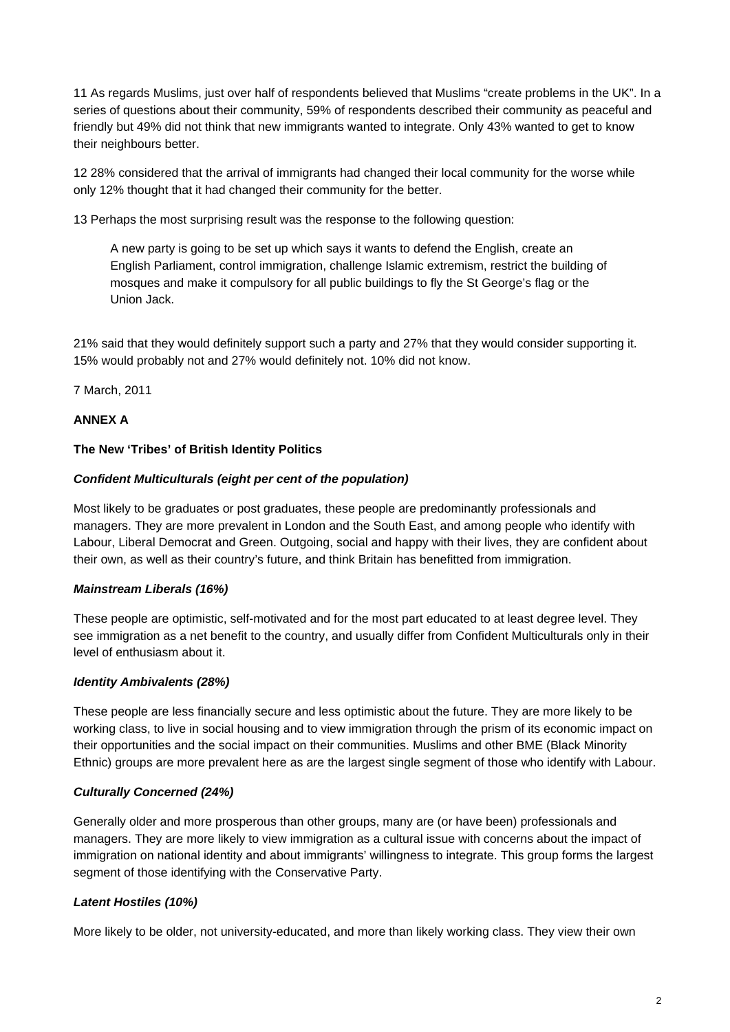11 As regards Muslims, just over half of respondents believed that Muslims "create problems in the UK". In a series of questions about their community, 59% of respondents described their community as peaceful and friendly but 49% did not think that new immigrants wanted to integrate. Only 43% wanted to get to know their neighbours better.

12 28% considered that the arrival of immigrants had changed their local community for the worse while only 12% thought that it had changed their community for the better.

13 Perhaps the most surprising result was the response to the following question:

> A new party is going to be set up which says it wants to defend the English, create an English Parliament, control immigration, challenge Islamic extremism, restrict the building of mosques and make it compulsory for all public buildings to fly the St George's flag or the Union Jack.

21% said that they would definitely support such a party and 27% that they would consider supporting it. 15% would probably not and 27% would definitely not. 10% did not know.

7 March, 2011

**ANNEX A**

**The New 'Tribes' of British Identity Politics**

***Confident Multiculturals (eight per cent of the population)***

Most likely to be graduates or post graduates, these people are predominantly professionals and managers. They are more prevalent in London and the South East, and among people who identify with Labour, Liberal Democrat and Green. Outgoing, social and happy with their lives, they are confident about their own, as well as their country's future, and think Britain has benefitted from immigration.

***Mainstream Liberals (16%)***

These people are optimistic, self-motivated and for the most part educated to at least degree level. They see immigration as a net benefit to the country, and usually differ from Confident Multiculturals only in their level of enthusiasm about it.

***Identity Ambivalents (28%)***

These people are less financially secure and less optimistic about the future. They are more likely to be working class, to live in social housing and to view immigration through the prism of its economic impact on their opportunities and the social impact on their communities. Muslims and other BME (Black Minority Ethnic) groups are more prevalent here as are the largest single segment of those who identify with Labour.

***Culturally Concerned (24%)***

Generally older and more prosperous than other groups, many are (or have been) professionals and managers. They are more likely to view immigration as a cultural issue with concerns about the impact of immigration on national identity and about immigrants' willingness to integrate. This group forms the largest segment of those identifying with the Conservative Party.

***Latent Hostiles (10%)***

More likely to be older, not university-educated, and more than likely working class. They view their own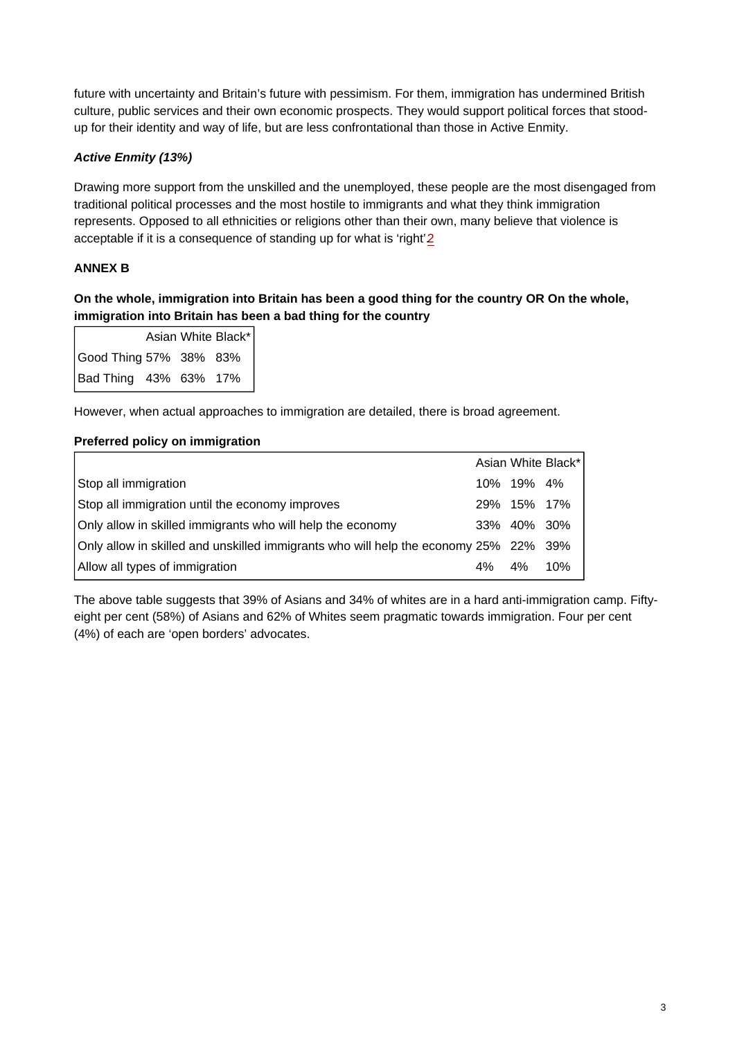future with uncertainty and Britain's future with pessimism. For them, immigration has undermined British culture, public services and their own economic prospects. They would support political forces that stood-up for their identity and way of life, but are less confrontational than those in Active Enmity.

***Active Enmity (13%)***

Drawing more support from the unskilled and the unemployed, these people are the most disengaged from traditional political processes and the most hostile to immigrants and what they think immigration represents. Opposed to all ethnicities or religions other than their own, many believe that violence is acceptable if it is a consequence of standing up for what is 'right'[2]

**ANNEX B**

**On the whole, immigration into Britain has been a good thing for the country OR On the whole, immigration into Britain has been a bad thing for the country**

| | Asian | White | Black* |
|---|---|---|---|
| Good Thing | 57% | 38% | 83% |
| Bad Thing | 43% | 63% | 17% |

However, when actual approaches to immigration are detailed, there is broad agreement.

**Preferred policy on immigration**

| | Asian | White | Black* |
|---|---|---|---|
| Stop all immigration | 10% | 19% | 4% |
| Stop all immigration until the economy improves | 29% | 15% | 17% |
| Only allow in skilled immigrants who will help the economy | 33% | 40% | 30% |
| Only allow in skilled and unskilled immigrants who will help the economy | 25% | 22% | 39% |
| Allow all types of immigration | 4% | 4% | 10% |

The above table suggests that 39% of Asians and 34% of whites are in a hard anti-immigration camp. Fifty-eight per cent (58%) of Asians and 62% of Whites seem pragmatic towards immigration. Four per cent (4%) of each are 'open borders' advocates.